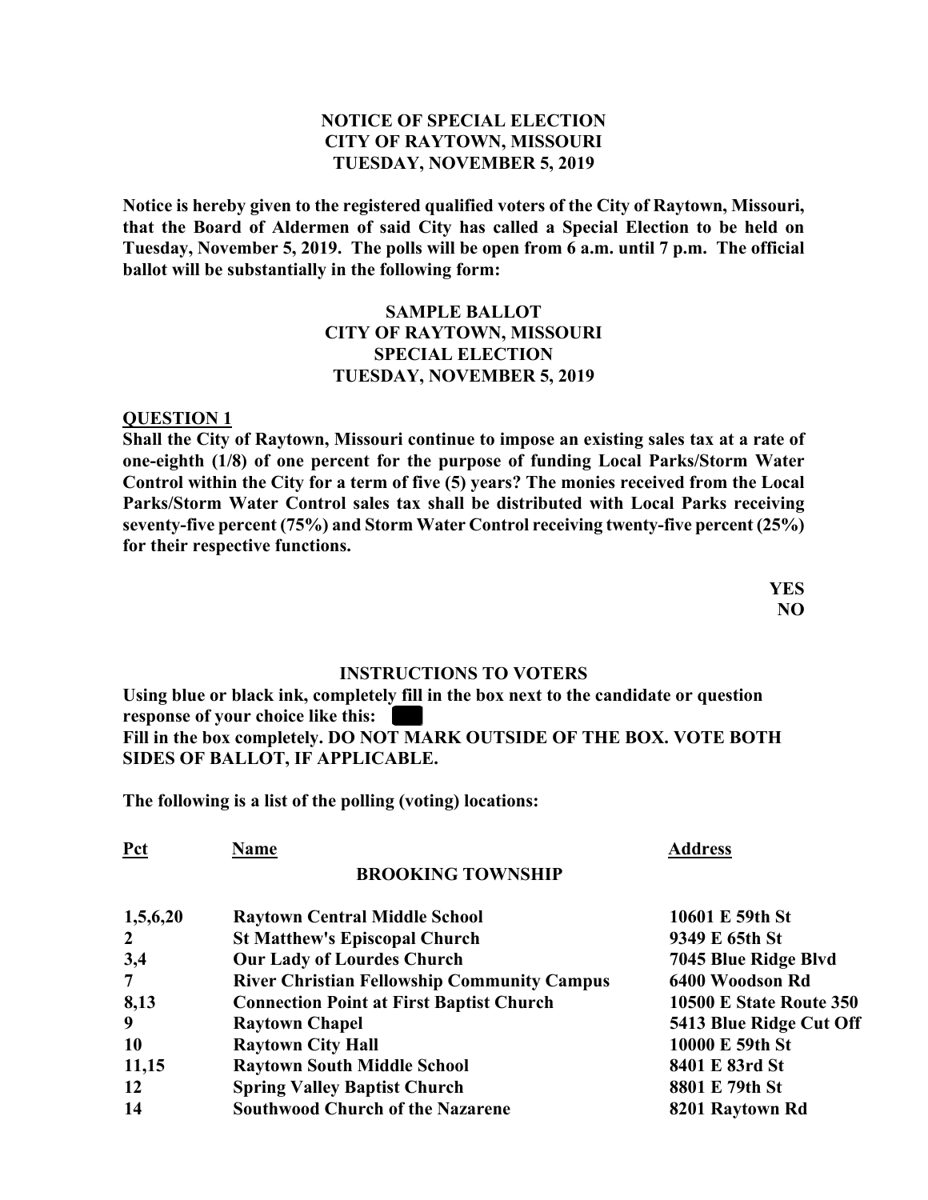**NOTICE OF SPECIAL ELECTION**
**CITY OF RAYTOWN, MISSOURI**
**TUESDAY, NOVEMBER 5, 2019**

**Notice is hereby given to the registered qualified voters of the City of Raytown, Missouri, that the Board of Aldermen of said City has called a Special Election to be held on Tuesday, November 5, 2019. The polls will be open from 6 a.m. until 7 p.m. The official ballot will be substantially in the following form:**

**SAMPLE BALLOT**
**CITY OF RAYTOWN, MISSOURI**
**SPECIAL ELECTION**
**TUESDAY, NOVEMBER 5, 2019**

**QUESTION 1**

**Shall the City of Raytown, Missouri continue to impose an existing sales tax at a rate of one-eighth (1/8) of one percent for the purpose of funding Local Parks/Storm Water Control within the City for a term of five (5) years? The monies received from the Local Parks/Storm Water Control sales tax shall be distributed with Local Parks receiving seventy-five percent (75%) and Storm Water Control receiving twenty-five percent (25%) for their respective functions.**

**YES**
**NO**

**INSTRUCTIONS TO VOTERS**

**Using blue or black ink, completely fill in the box next to the candidate or question response of your choice like this: ■**
**Fill in the box completely. DO NOT MARK OUTSIDE OF THE BOX. VOTE BOTH SIDES OF BALLOT, IF APPLICABLE.**

**The following is a list of the polling (voting) locations:**

| Pct | Name | Address |
|---|---|---|
| | **BROOKING TOWNSHIP** | |
| 1,5,6,20 | Raytown Central Middle School | 10601 E 59th St |
| 2 | St Matthew's Episcopal Church | 9349 E 65th St |
| 3,4 | Our Lady of Lourdes Church | 7045 Blue Ridge Blvd |
| 7 | River Christian Fellowship Community Campus | 6400 Woodson Rd |
| 8,13 | Connection Point at First Baptist Church | 10500 E State Route 350 |
| 9 | Raytown Chapel | 5413 Blue Ridge Cut Off |
| 10 | Raytown City Hall | 10000 E 59th St |
| 11,15 | Raytown South Middle School | 8401 E 83rd St |
| 12 | Spring Valley Baptist Church | 8801 E 79th St |
| 14 | Southwood Church of the Nazarene | 8201 Raytown Rd |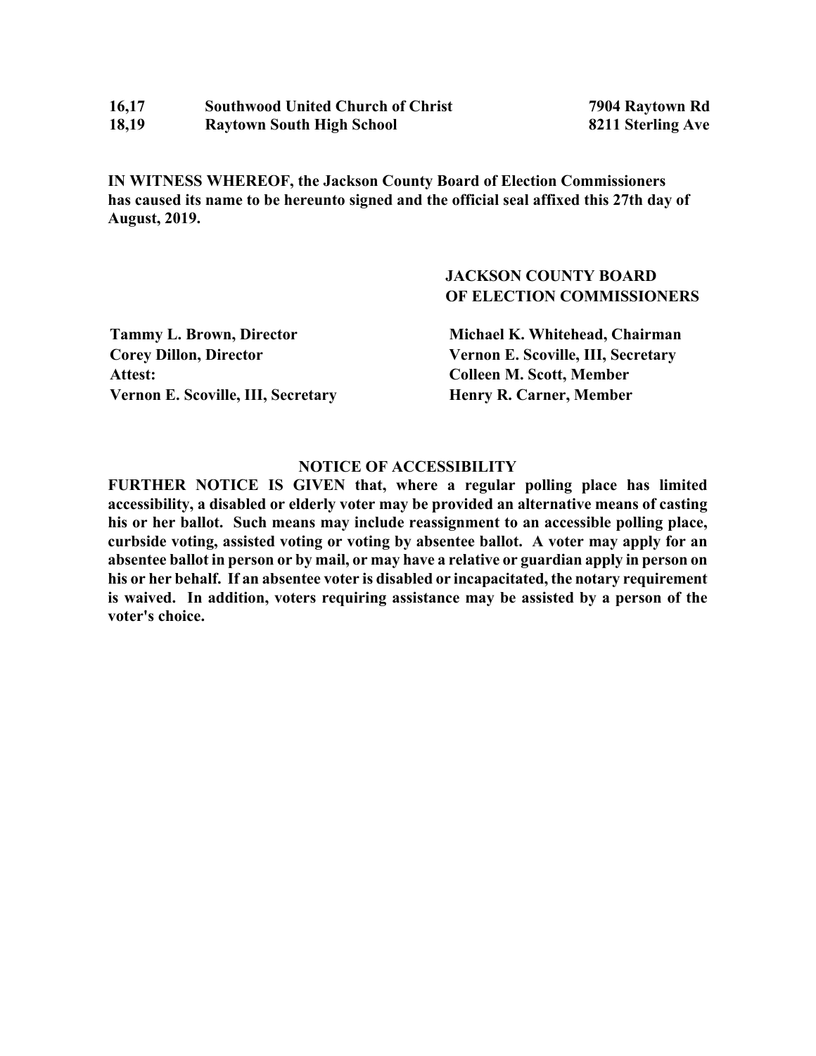| | | |
|---|---|---|
| **16,17** | **Southwood United Church of Christ** | **7904 Raytown Rd** |
| **18,19** | **Raytown South High School** | **8211 Sterling Ave** |

**IN WITNESS WHEREOF, the Jackson County Board of Election Commissioners has caused its name to be hereunto signed and the official seal affixed this 27th day of August, 2019.**

**JACKSON COUNTY BOARD OF ELECTION COMMISSIONERS**

**Tammy L. Brown, Director**
**Corey Dillon, Director**
**Attest:**
**Vernon E. Scoville, III, Secretary**

**Michael K. Whitehead, Chairman**
**Vernon E. Scoville, III, Secretary**
**Colleen M. Scott, Member**
**Henry R. Carner, Member**

**NOTICE OF ACCESSIBILITY**

**FURTHER NOTICE IS GIVEN that, where a regular polling place has limited accessibility, a disabled or elderly voter may be provided an alternative means of casting his or her ballot. Such means may include reassignment to an accessible polling place, curbside voting, assisted voting or voting by absentee ballot. A voter may apply for an absentee ballot in person or by mail, or may have a relative or guardian apply in person on his or her behalf. If an absentee voter is disabled or incapacitated, the notary requirement is waived. In addition, voters requiring assistance may be assisted by a person of the voter's choice.**